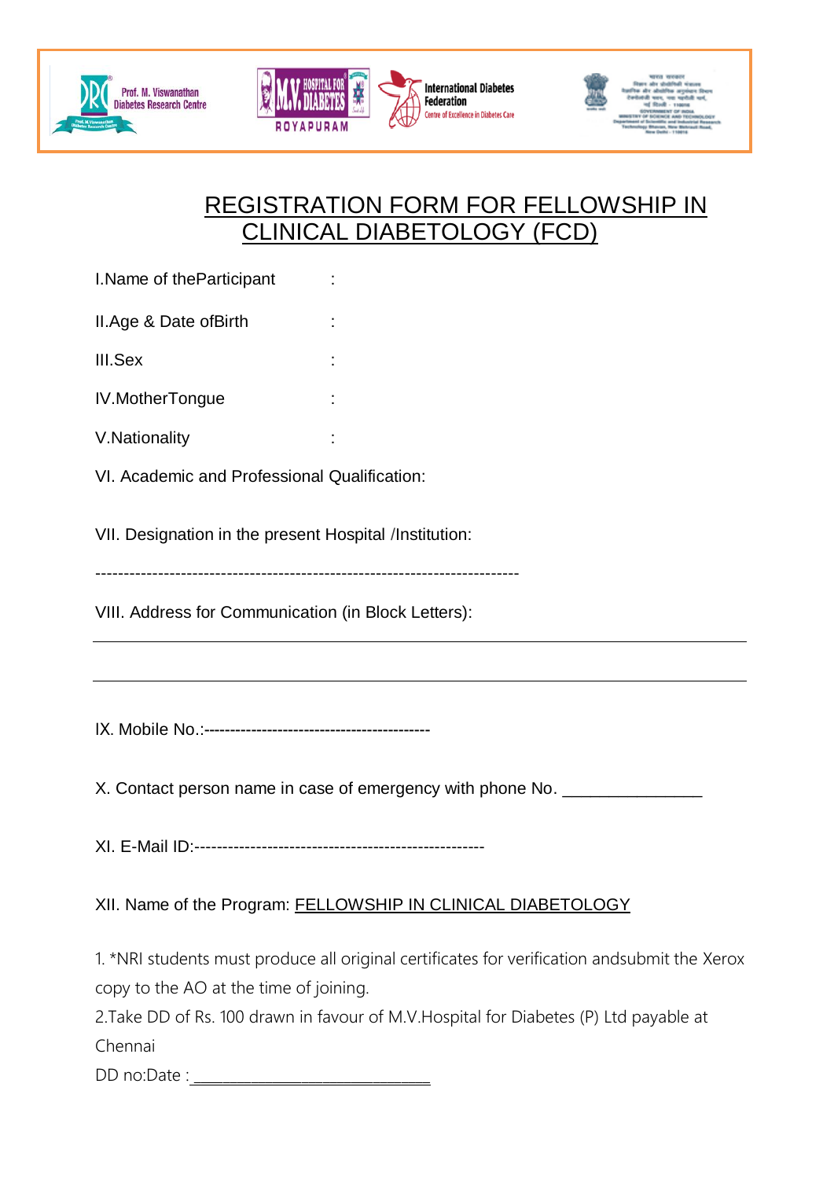Prof. M. Viswanathan Diabetes Research Centre | M.V. Hospital for Diabetes, Royapuram | International Diabetes Federation, Centre of Excellence in Diabetes Care | Government of India, Ministry of Science and Technology, Department of Scientific and Industrial Research, Technology Bhavan, New Mehrauli Road, New Delhi - 110016

# REGISTRATION FORM FOR FELLOWSHIP IN CLINICAL DIABETOLOGY (FCD)

I.Name of theParticipant :

II.Age & Date ofBirth :

III.Sex :

IV.MotherTongue :

V.Nationality :

VI. Academic and Professional Qualification:

VII. Designation in the present Hospital /Institution:

-------------------------------------------------------------------------

VIII. Address for Communication (in Block Letters):

_______________________________________________________________________________

_______________________________________________________________________________

IX. Mobile No.:------------------------------------------

X. Contact person name in case of emergency with phone No. _______________

XI. E-Mail ID:----------------------------------------------------

XII. Name of the Program: FELLOWSHIP IN CLINICAL DIABETOLOGY

1. *NRI students must produce all original certificates for verification andsubmit the Xerox copy to the AO at the time of joining.
2. Take DD of Rs. 100 drawn in favour of M.V.Hospital for Diabetes (P) Ltd payable at Chennai

DD no:Date : ___________________________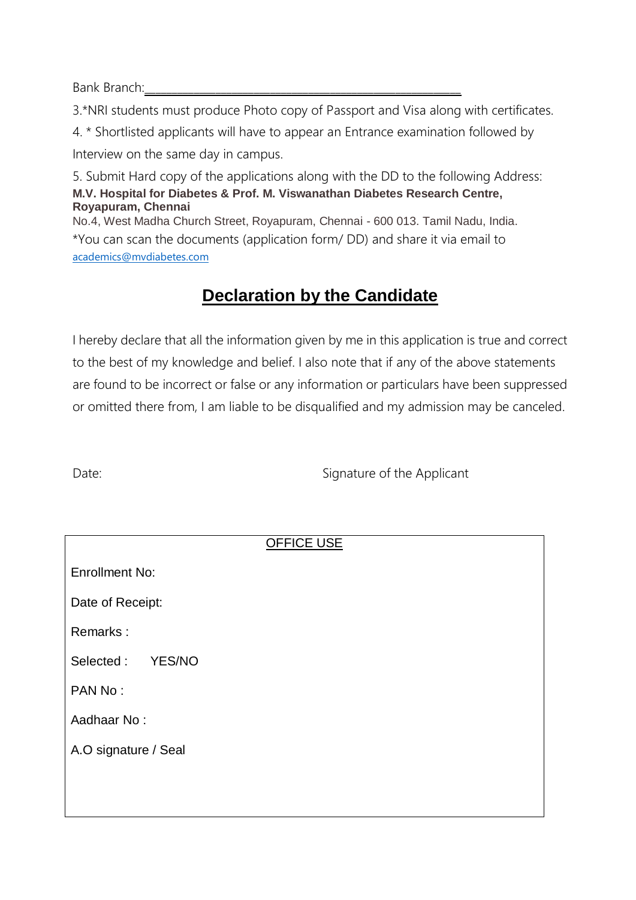Bank Branch:\_\_\_\_\_\_\_\_\_\_\_\_\_\_\_\_\_\_\_\_\_\_\_\_\_\_\_\_\_\_\_\_\_\_\_\_\_\_\_\_\_\_\_\_\_\_\_\_

3.*NRI students must produce Photo copy of Passport and Visa along with certificates.

4. * Shortlisted applicants will have to appear an Entrance examination followed by Interview on the same day in campus.

5. Submit Hard copy of the applications along with the DD to the following Address:

**M.V. Hospital for Diabetes & Prof. M. Viswanathan Diabetes Research Centre, Royapuram, Chennai**

No.4, West Madha Church Street, Royapuram, Chennai - 600 013. Tamil Nadu, India.

*You can scan the documents (application form/ DD) and share it via email to academics@mvdiabetes.com

## Declaration by the Candidate

I hereby declare that all the information given by me in this application is true and correct to the best of my knowledge and belief. I also note that if any of the above statements are found to be incorrect or false or any information or particulars have been suppressed or omitted there from, I am liable to be disqualified and my admission may be canceled.

Date: Signature of the Applicant

| OFFICE USE |
|---|
| Enrollment No: |
| Date of Receipt: |
| Remarks : |
| Selected : YES/NO |
| PAN No : |
| Aadhaar No : |
| A.O signature / Seal |